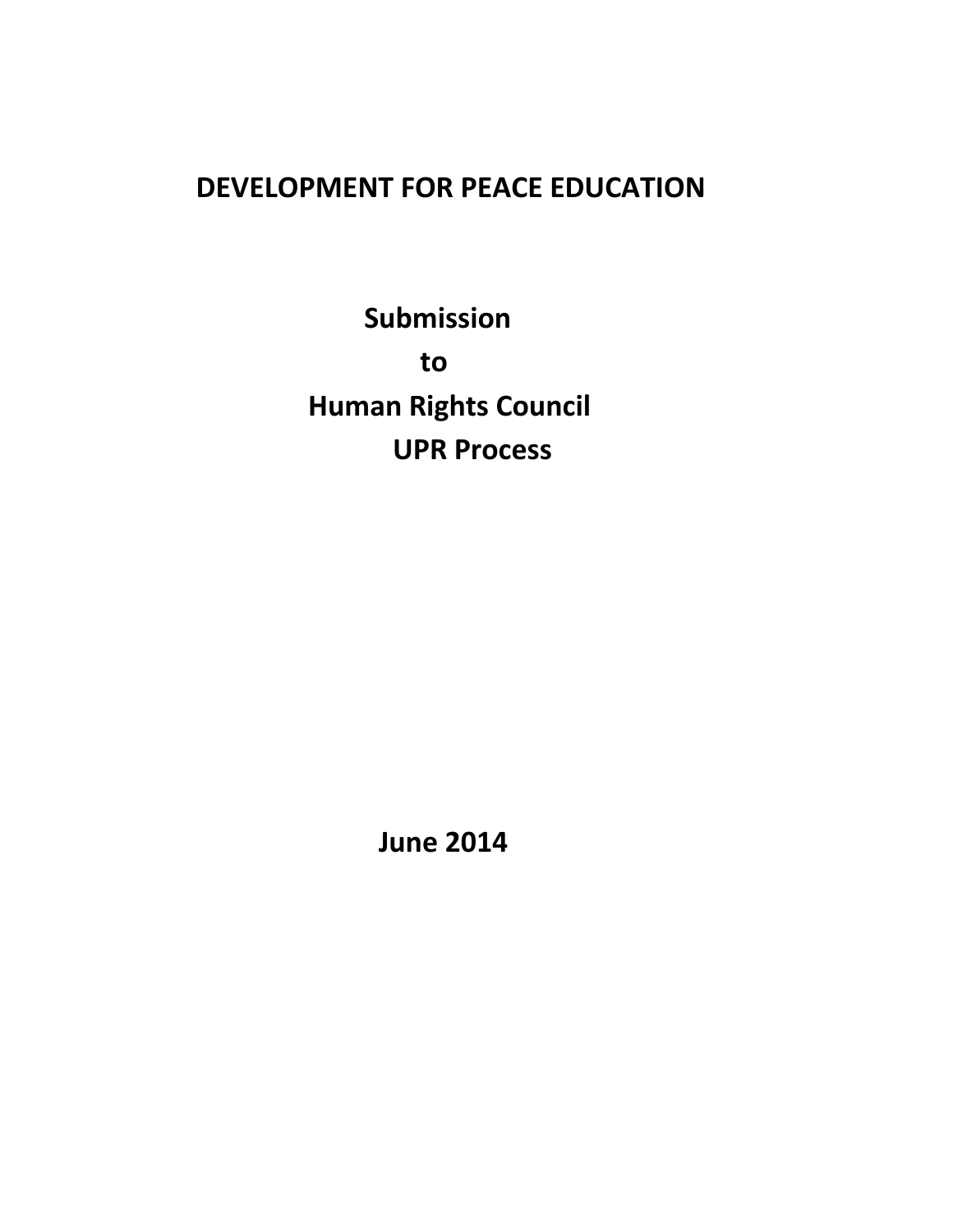# DEVELOPMENT FOR PEACE EDUCATION

**Submission**

**to**

**Human Rights Council**

**UPR Process**

**June 2014**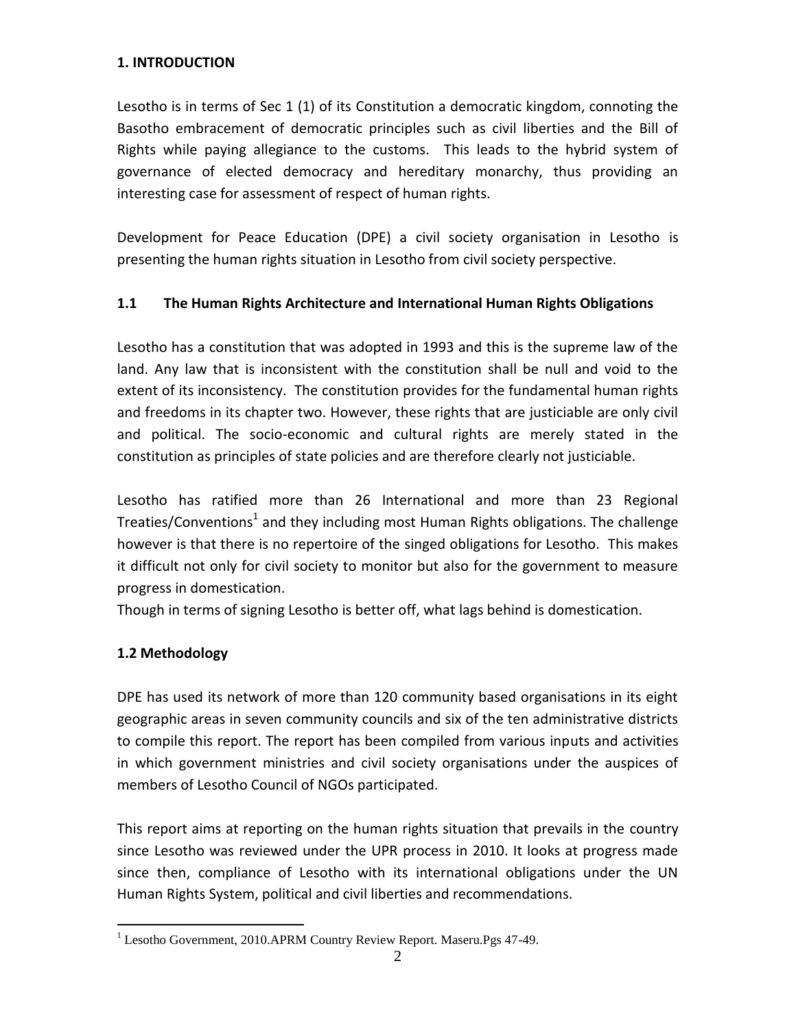## 1. INTRODUCTION

Lesotho is in terms of Sec 1 (1) of its Constitution a democratic kingdom, connoting the Basotho embracement of democratic principles such as civil liberties and the Bill of Rights while paying allegiance to the customs. This leads to the hybrid system of governance of elected democracy and hereditary monarchy, thus providing an interesting case for assessment of respect of human rights.

Development for Peace Education (DPE) a civil society organisation in Lesotho is presenting the human rights situation in Lesotho from civil society perspective.

### 1.1 The Human Rights Architecture and International Human Rights Obligations

Lesotho has a constitution that was adopted in 1993 and this is the supreme law of the land. Any law that is inconsistent with the constitution shall be null and void to the extent of its inconsistency. The constitution provides for the fundamental human rights and freedoms in its chapter two. However, these rights that are justiciable are only civil and political. The socio-economic and cultural rights are merely stated in the constitution as principles of state policies and are therefore clearly not justiciable.

Lesotho has ratified more than 26 International and more than 23 Regional Treaties/Conventions[1] and they including most Human Rights obligations. The challenge however is that there is no repertoire of the singed obligations for Lesotho. This makes it difficult not only for civil society to monitor but also for the government to measure progress in domestication.

Though in terms of signing Lesotho is better off, what lags behind is domestication.

### 1.2 Methodology

DPE has used its network of more than 120 community based organisations in its eight geographic areas in seven community councils and six of the ten administrative districts to compile this report. The report has been compiled from various inputs and activities in which government ministries and civil society organisations under the auspices of members of Lesotho Council of NGOs participated.

This report aims at reporting on the human rights situation that prevails in the country since Lesotho was reviewed under the UPR process in 2010. It looks at progress made since then, compliance of Lesotho with its international obligations under the UN Human Rights System, political and civil liberties and recommendations.

---

[1] Lesotho Government, 2010.APRM Country Review Report. Maseru.Pgs 47-49.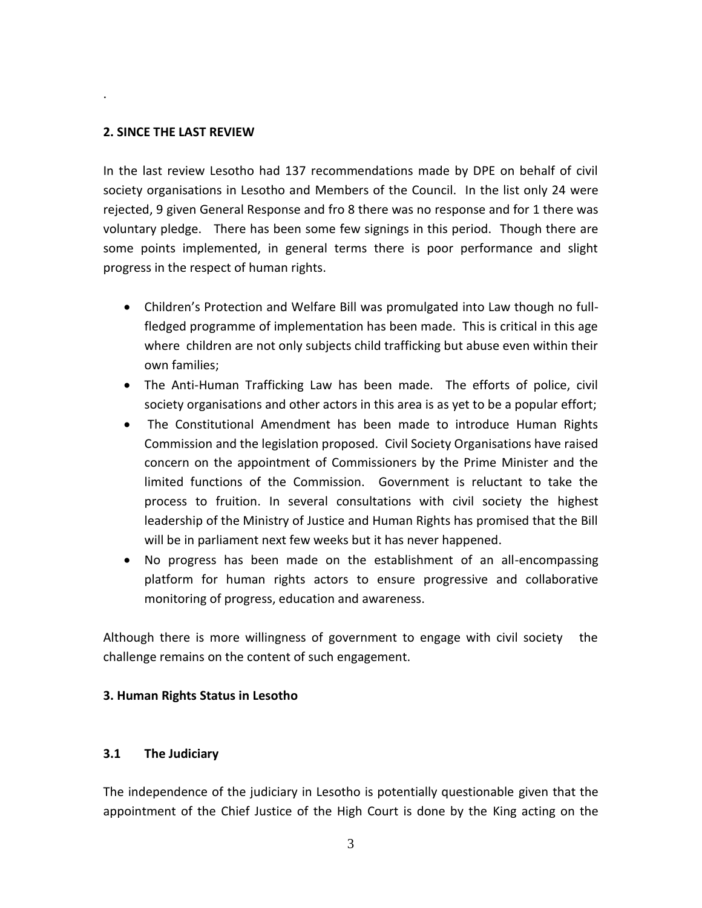.

## 2. SINCE THE LAST REVIEW

In the last review Lesotho had 137 recommendations made by DPE on behalf of civil society organisations in Lesotho and Members of the Council. In the list only 24 were rejected, 9 given General Response and fro 8 there was no response and for 1 there was voluntary pledge. There has been some few signings in this period. Though there are some points implemented, in general terms there is poor performance and slight progress in the respect of human rights.

- Children's Protection and Welfare Bill was promulgated into Law though no full-fledged programme of implementation has been made. This is critical in this age where children are not only subjects child trafficking but abuse even within their own families;
- The Anti-Human Trafficking Law has been made. The efforts of police, civil society organisations and other actors in this area is as yet to be a popular effort;
- The Constitutional Amendment has been made to introduce Human Rights Commission and the legislation proposed. Civil Society Organisations have raised concern on the appointment of Commissioners by the Prime Minister and the limited functions of the Commission. Government is reluctant to take the process to fruition. In several consultations with civil society the highest leadership of the Ministry of Justice and Human Rights has promised that the Bill will be in parliament next few weeks but it has never happened.
- No progress has been made on the establishment of an all-encompassing platform for human rights actors to ensure progressive and collaborative monitoring of progress, education and awareness.

Although there is more willingness of government to engage with civil society the challenge remains on the content of such engagement.

## 3. Human Rights Status in Lesotho

### 3.1 The Judiciary

The independence of the judiciary in Lesotho is potentially questionable given that the appointment of the Chief Justice of the High Court is done by the King acting on the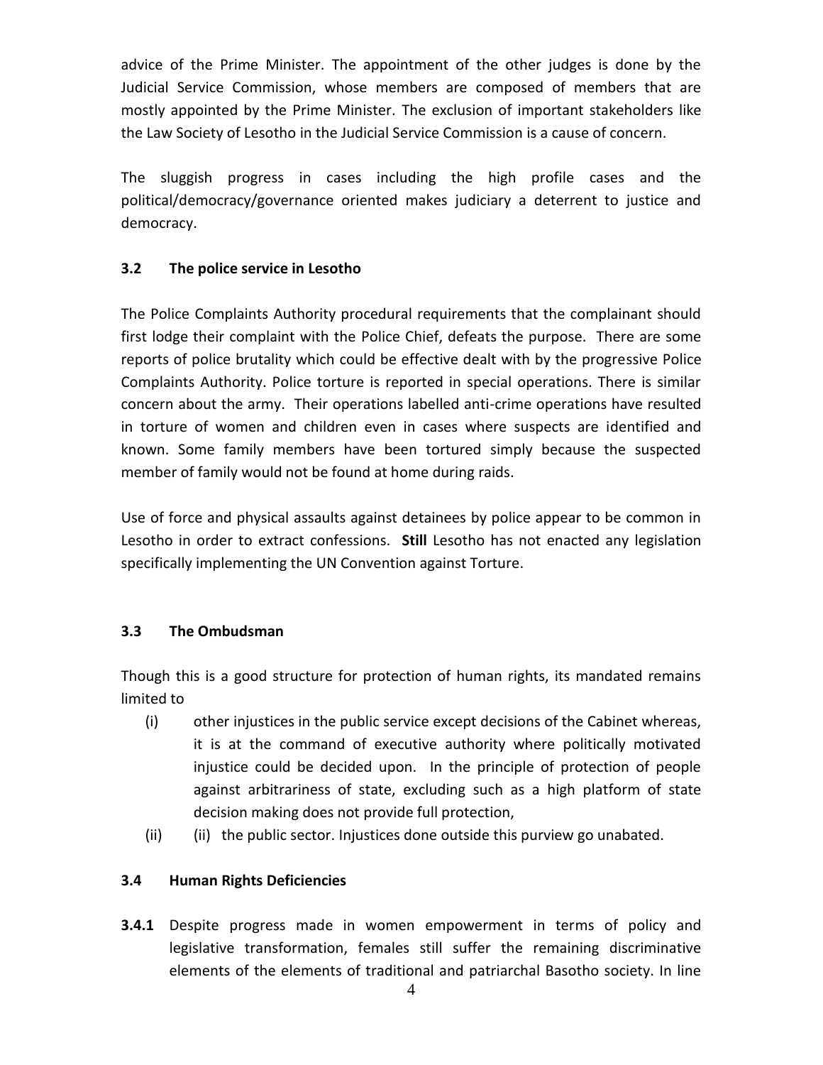advice of the Prime Minister. The appointment of the other judges is done by the Judicial Service Commission, whose members are composed of members that are mostly appointed by the Prime Minister. The exclusion of important stakeholders like the Law Society of Lesotho in the Judicial Service Commission is a cause of concern.

The sluggish progress in cases including the high profile cases and the political/democracy/governance oriented makes judiciary a deterrent to justice and democracy.

### 3.2 The police service in Lesotho

The Police Complaints Authority procedural requirements that the complainant should first lodge their complaint with the Police Chief, defeats the purpose. There are some reports of police brutality which could be effective dealt with by the progressive Police Complaints Authority. Police torture is reported in special operations. There is similar concern about the army. Their operations labelled anti-crime operations have resulted in torture of women and children even in cases where suspects are identified and known. Some family members have been tortured simply because the suspected member of family would not be found at home during raids.

Use of force and physical assaults against detainees by police appear to be common in Lesotho in order to extract confessions. **Still** Lesotho has not enacted any legislation specifically implementing the UN Convention against Torture.

### 3.3 The Ombudsman

Though this is a good structure for protection of human rights, its mandated remains limited to

(i) other injustices in the public service except decisions of the Cabinet whereas, it is at the command of executive authority where politically motivated injustice could be decided upon. In the principle of protection of people against arbitrariness of state, excluding such as a high platform of state decision making does not provide full protection,

(ii) (ii) the public sector. Injustices done outside this purview go unabated.

### 3.4 Human Rights Deficiencies

**3.4.1** Despite progress made in women empowerment in terms of policy and legislative transformation, females still suffer the remaining discriminative elements of the elements of traditional and patriarchal Basotho society. In line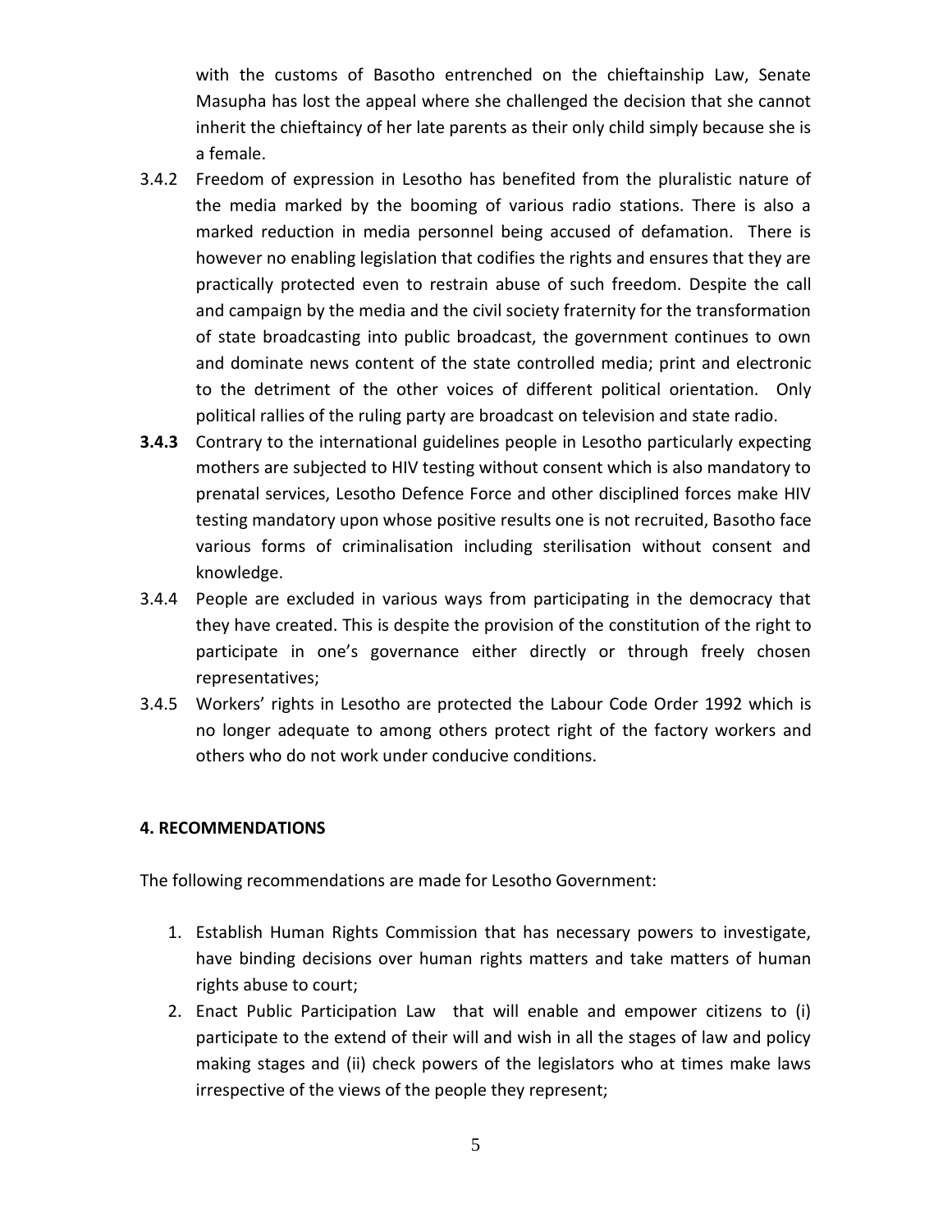with the customs of Basotho entrenched on the chieftainship Law, Senate Masupha has lost the appeal where she challenged the decision that she cannot inherit the chieftaincy of her late parents as their only child simply because she is a female.

3.4.2 Freedom of expression in Lesotho has benefited from the pluralistic nature of the media marked by the booming of various radio stations. There is also a marked reduction in media personnel being accused of defamation. There is however no enabling legislation that codifies the rights and ensures that they are practically protected even to restrain abuse of such freedom. Despite the call and campaign by the media and the civil society fraternity for the transformation of state broadcasting into public broadcast, the government continues to own and dominate news content of the state controlled media; print and electronic to the detriment of the other voices of different political orientation. Only political rallies of the ruling party are broadcast on television and state radio.

**3.4.3** Contrary to the international guidelines people in Lesotho particularly expecting mothers are subjected to HIV testing without consent which is also mandatory to prenatal services, Lesotho Defence Force and other disciplined forces make HIV testing mandatory upon whose positive results one is not recruited, Basotho face various forms of criminalisation including sterilisation without consent and knowledge.

3.4.4 People are excluded in various ways from participating in the democracy that they have created. This is despite the provision of the constitution of the right to participate in one's governance either directly or through freely chosen representatives;

3.4.5 Workers' rights in Lesotho are protected the Labour Code Order 1992 which is no longer adequate to among others protect right of the factory workers and others who do not work under conducive conditions.

## 4. RECOMMENDATIONS

The following recommendations are made for Lesotho Government:

1. Establish Human Rights Commission that has necessary powers to investigate, have binding decisions over human rights matters and take matters of human rights abuse to court;
2. Enact Public Participation Law that will enable and empower citizens to (i) participate to the extend of their will and wish in all the stages of law and policy making stages and (ii) check powers of the legislators who at times make laws irrespective of the views of the people they represent;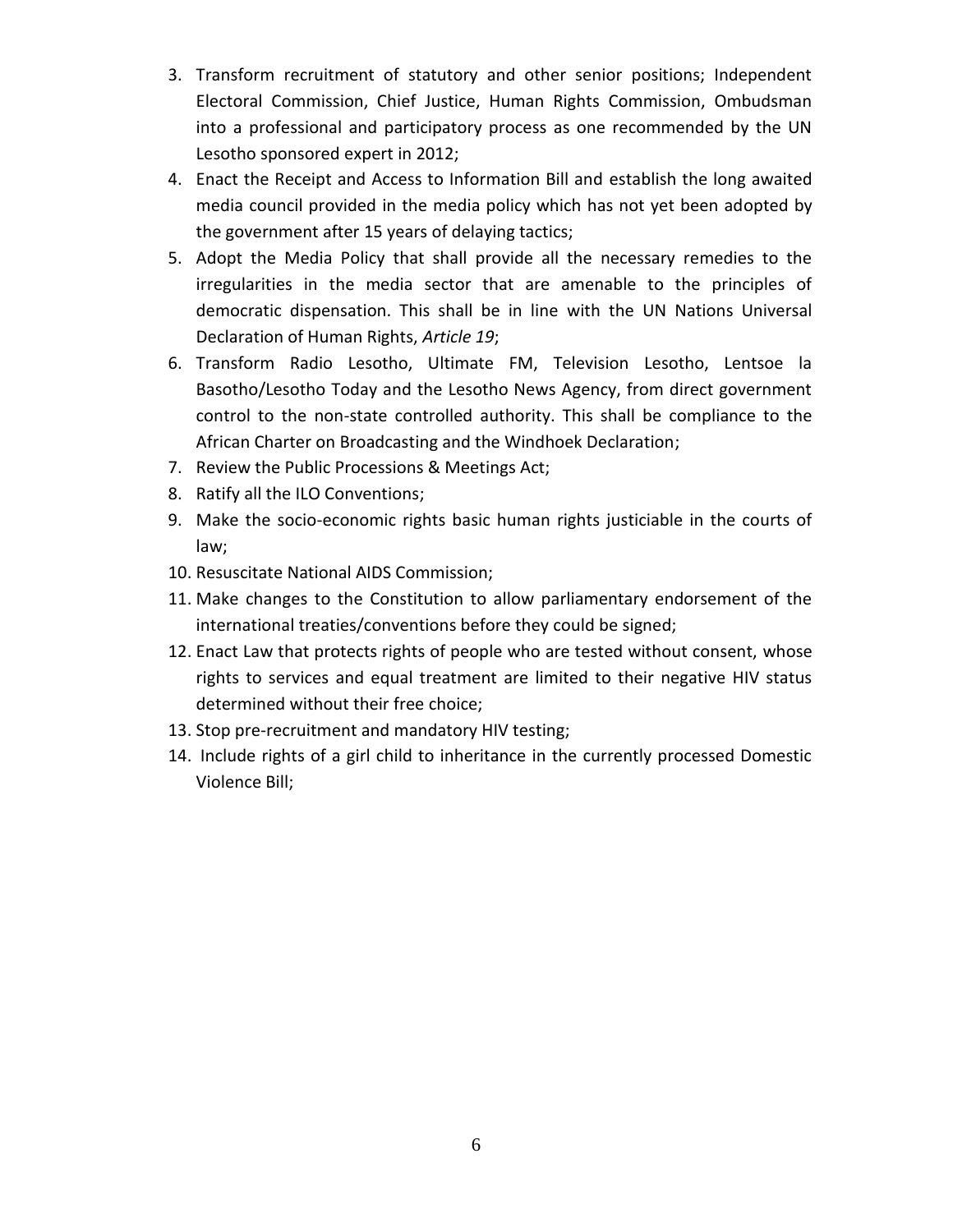3. Transform recruitment of statutory and other senior positions; Independent Electoral Commission, Chief Justice, Human Rights Commission, Ombudsman into a professional and participatory process as one recommended by the UN Lesotho sponsored expert in 2012;
4. Enact the Receipt and Access to Information Bill and establish the long awaited media council provided in the media policy which has not yet been adopted by the government after 15 years of delaying tactics;
5. Adopt the Media Policy that shall provide all the necessary remedies to the irregularities in the media sector that are amenable to the principles of democratic dispensation. This shall be in line with the UN Nations Universal Declaration of Human Rights, *Article 19*;
6. Transform Radio Lesotho, Ultimate FM, Television Lesotho, Lentsoe la Basotho/Lesotho Today and the Lesotho News Agency, from direct government control to the non-state controlled authority. This shall be compliance to the African Charter on Broadcasting and the Windhoek Declaration;
7. Review the Public Processions & Meetings Act;
8. Ratify all the ILO Conventions;
9. Make the socio-economic rights basic human rights justiciable in the courts of law;
10. Resuscitate National AIDS Commission;
11. Make changes to the Constitution to allow parliamentary endorsement of the international treaties/conventions before they could be signed;
12. Enact Law that protects rights of people who are tested without consent, whose rights to services and equal treatment are limited to their negative HIV status determined without their free choice;
13. Stop pre-recruitment and mandatory HIV testing;
14. Include rights of a girl child to inheritance in the currently processed Domestic Violence Bill;